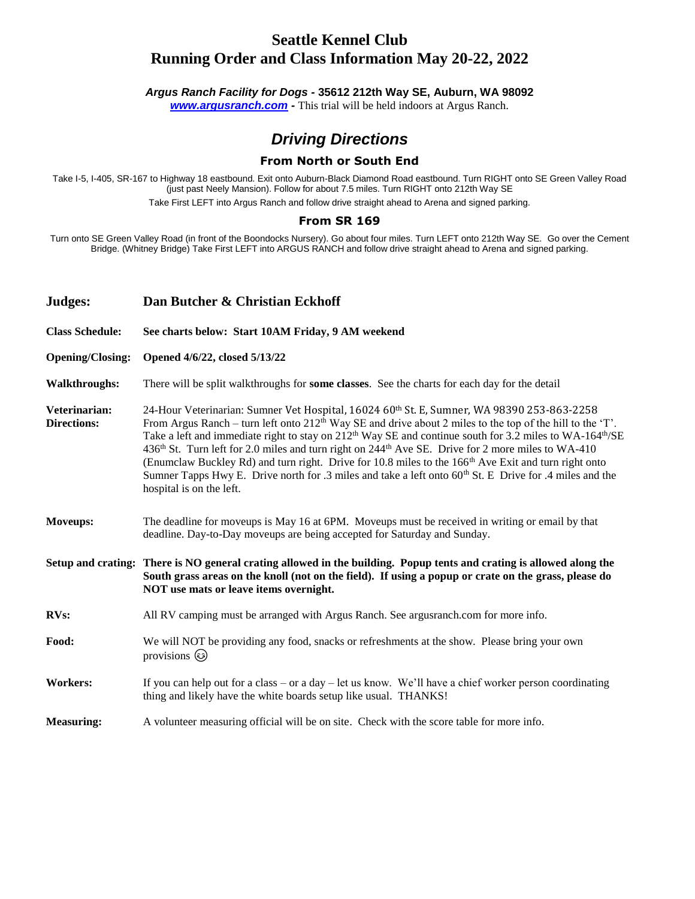# Seattle Kennel Club
# Running Order and Class Information May 20-22, 2022

***Argus Ranch Facility for Dogs*** **- 35612 212th Way SE, Auburn, WA 98092**

***www.argusranch.com*** **-** This trial will be held indoors at Argus Ranch.

## *Driving Directions*

### From North or South End

Take I-5, I-405, SR-167 to Highway 18 eastbound. Exit onto Auburn-Black Diamond Road eastbound. Turn RIGHT onto SE Green Valley Road (just past Neely Mansion). Follow for about 7.5 miles. Turn RIGHT onto 212th Way SE

Take First LEFT into Argus Ranch and follow drive straight ahead to Arena and signed parking.

### From SR 169

Turn onto SE Green Valley Road (in front of the Boondocks Nursery). Go about four miles. Turn LEFT onto 212th Way SE. Go over the Cement Bridge. (Whitney Bridge) Take First LEFT into ARGUS RANCH and follow drive straight ahead to Arena and signed parking.

**Judges:** **Dan Butcher & Christian Eckhoff**

**Class Schedule:** **See charts below: Start 10AM Friday, 9 AM weekend**

**Opening/Closing:** **Opened 4/6/22, closed 5/13/22**

**Walkthroughs:** There will be split walkthroughs for **some classes**. See the charts for each day for the detail

**Veterinarian: Directions:** 24-Hour Veterinarian: Sumner Vet Hospital, 16024 60th St. E, Sumner, WA 98390 253-863-2258
From Argus Ranch – turn left onto 212th Way SE and drive about 2 miles to the top of the hill to the 'T'. Take a left and immediate right to stay on 212th Way SE and continue south for 3.2 miles to WA-164th/SE 436th St. Turn left for 2.0 miles and turn right on 244th Ave SE. Drive for 2 more miles to WA-410 (Enumclaw Buckley Rd) and turn right. Drive for 10.8 miles to the 166th Ave Exit and turn right onto Sumner Tapps Hwy E. Drive north for .3 miles and take a left onto 60th St. E Drive for .4 miles and the hospital is on the left.

**Moveups:** The deadline for moveups is May 16 at 6PM. Moveups must be received in writing or email by that deadline. Day-to-Day moveups are being accepted for Saturday and Sunday.

**Setup and crating:** **There is NO general crating allowed in the building. Popup tents and crating is allowed along the South grass areas on the knoll (not on the field). If using a popup or crate on the grass, please do NOT use mats or leave items overnight.**

**RVs:** All RV camping must be arranged with Argus Ranch. See argusranch.com for more info.

**Food:** We will NOT be providing any food, snacks or refreshments at the show. Please bring your own provisions 😉

**Workers:** If you can help out for a class – or a day – let us know. We'll have a chief worker person coordinating thing and likely have the white boards setup like usual. THANKS!

**Measuring:** A volunteer measuring official will be on site. Check with the score table for more info.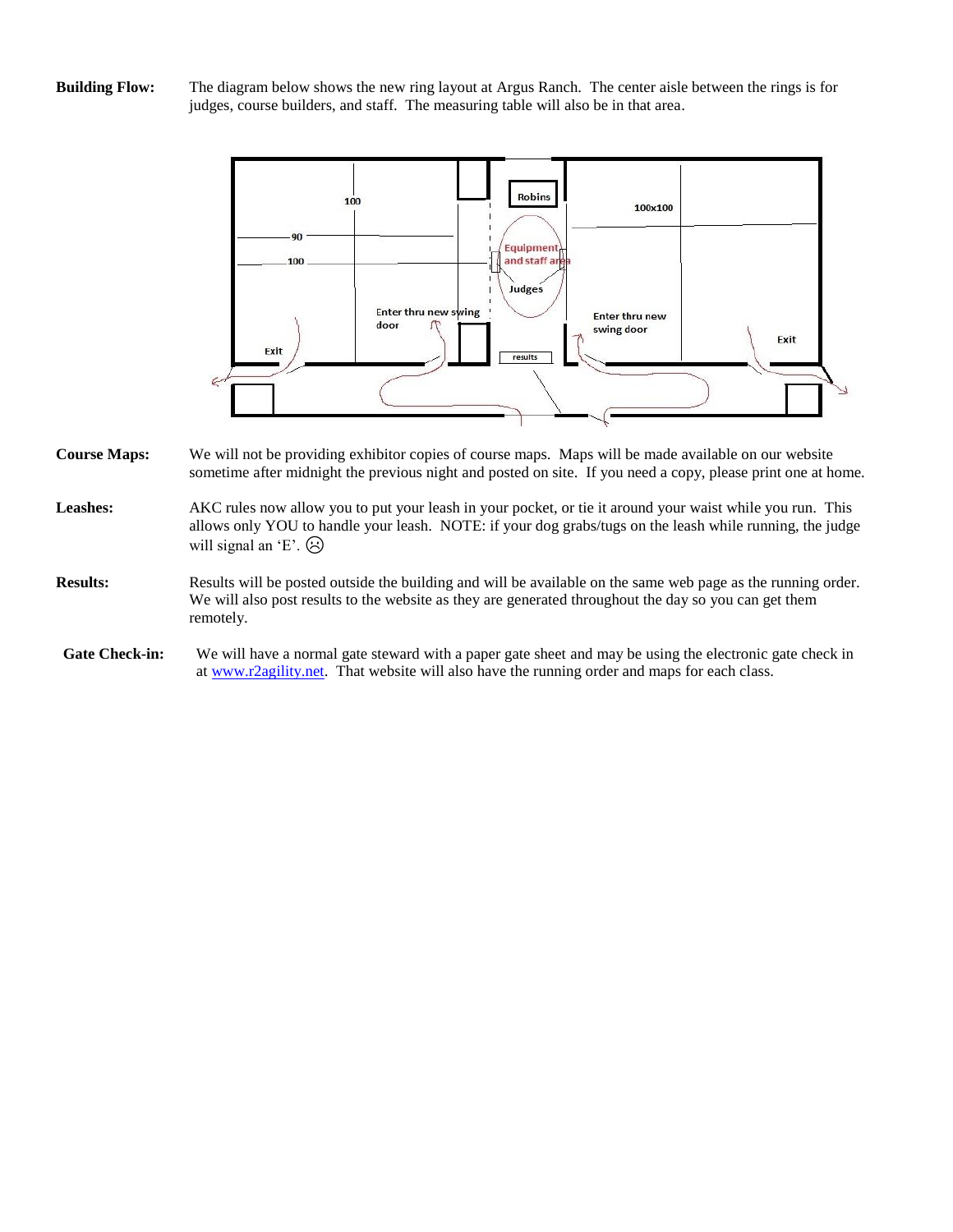**Building Flow:** The diagram below shows the new ring layout at Argus Ranch. The center aisle between the rings is for judges, course builders, and staff. The measuring table will also be in that area.

**Course Maps:** We will not be providing exhibitor copies of course maps. Maps will be made available on our website sometime after midnight the previous night and posted on site. If you need a copy, please print one at home.

**Leashes:** AKC rules now allow you to put your leash in your pocket, or tie it around your waist while you run. This allows only YOU to handle your leash. NOTE: if your dog grabs/tugs on the leash while running, the judge will signal an 'E'. ☹

**Results:** Results will be posted outside the building and will be available on the same web page as the running order. We will also post results to the website as they are generated throughout the day so you can get them remotely.

**Gate Check-in:** We will have a normal gate steward with a paper gate sheet and may be using the electronic gate check in at www.r2agility.net. That website will also have the running order and maps for each class.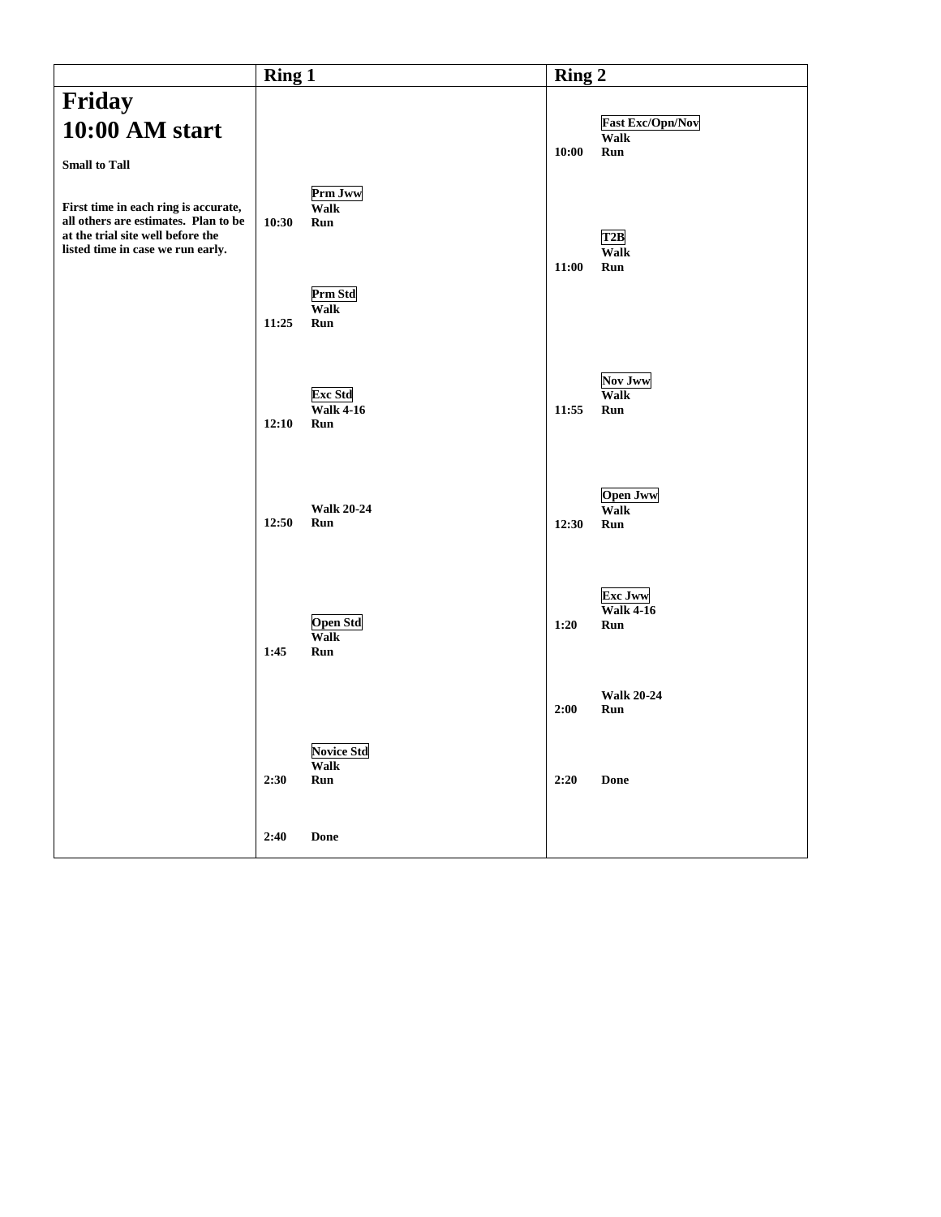| | Ring 1 | Ring 2 |
|---|---|---|
| **Friday**<br>**10:00 AM start**<br><br>**Small to Tall**<br><br>**First time in each ring is accurate, all others are estimates. Plan to be at the trial site well before the listed time in case we run early.** | **Prm Jww**<br>**Walk**<br>**10:30 Run**<br><br>**Prm Std**<br>**Walk**<br>**11:25 Run**<br><br>**Exc Std**<br>**Walk 4-16**<br>**12:10 Run**<br><br>**Walk 20-24**<br>**12:50 Run**<br><br>**Open Std**<br>**Walk**<br>**1:45 Run**<br><br>**Novice Std**<br>**Walk**<br>**2:30 Run**<br><br>**2:40 Done** | **Fast Exc/Opn/Nov**<br>**Walk**<br>**10:00 Run**<br><br>**T2B**<br>**Walk**<br>**11:00 Run**<br><br>**Nov Jww**<br>**Walk**<br>**11:55 Run**<br><br>**Open Jww**<br>**Walk**<br>**12:30 Run**<br><br>**Exc Jww**<br>**Walk 4-16**<br>**1:20 Run**<br><br>**Walk 20-24**<br>**2:00 Run**<br><br>**2:20 Done** |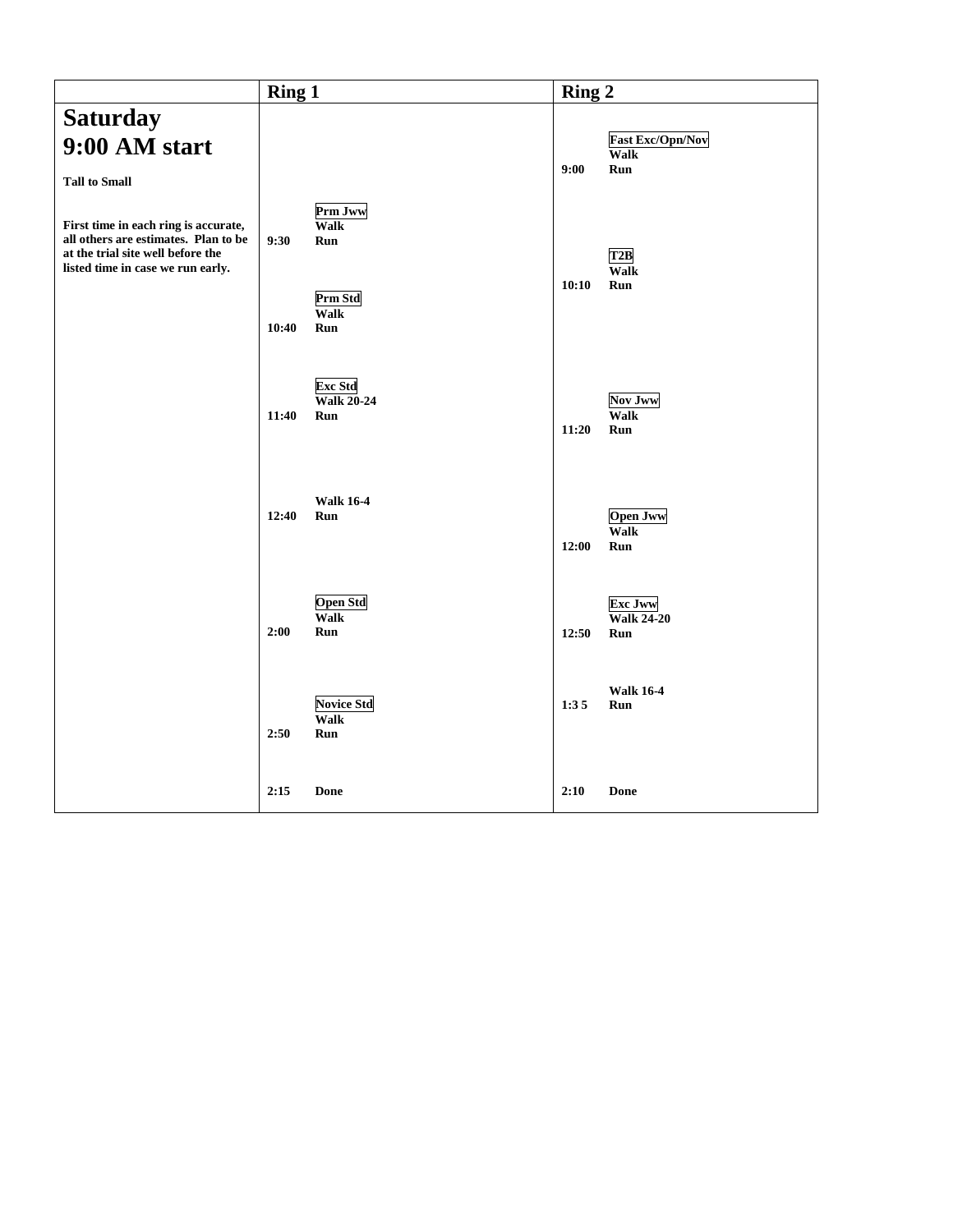| | Ring 1 | Ring 2 |
|---|---|---|
| **Saturday 9:00 AM start**<br><br>**Tall to Small**<br><br>**First time in each ring is accurate, all others are estimates. Plan to be at the trial site well before the listed time in case we run early.** | | **Fast Exc/Opn/Nov**<br>**Walk**<br>**9:00 Run** |
| | **Prm Jww**<br>**Walk**<br>**9:30 Run** | |
| | | **T2B**<br>**Walk**<br>**10:10 Run** |
| | **Prm Std**<br>**Walk**<br>**10:40 Run** | |
| | **Exc Std**<br>**Walk 20-24**<br>**11:40 Run** | **Nov Jww**<br>**Walk**<br>**11:20 Run** |
| | **Walk 16-4**<br>**12:40 Run** | **Open Jww**<br>**Walk**<br>**12:00 Run** |
| | **Open Std**<br>**Walk**<br>**2:00 Run** | **Exc Jww**<br>**Walk 24-20**<br>**12:50 Run** |
| | **Novice Std**<br>**Walk**<br>**2:50 Run** | **Walk 16-4**<br>**1:3 5 Run** |
| | **2:15 Done** | **2:10 Done** |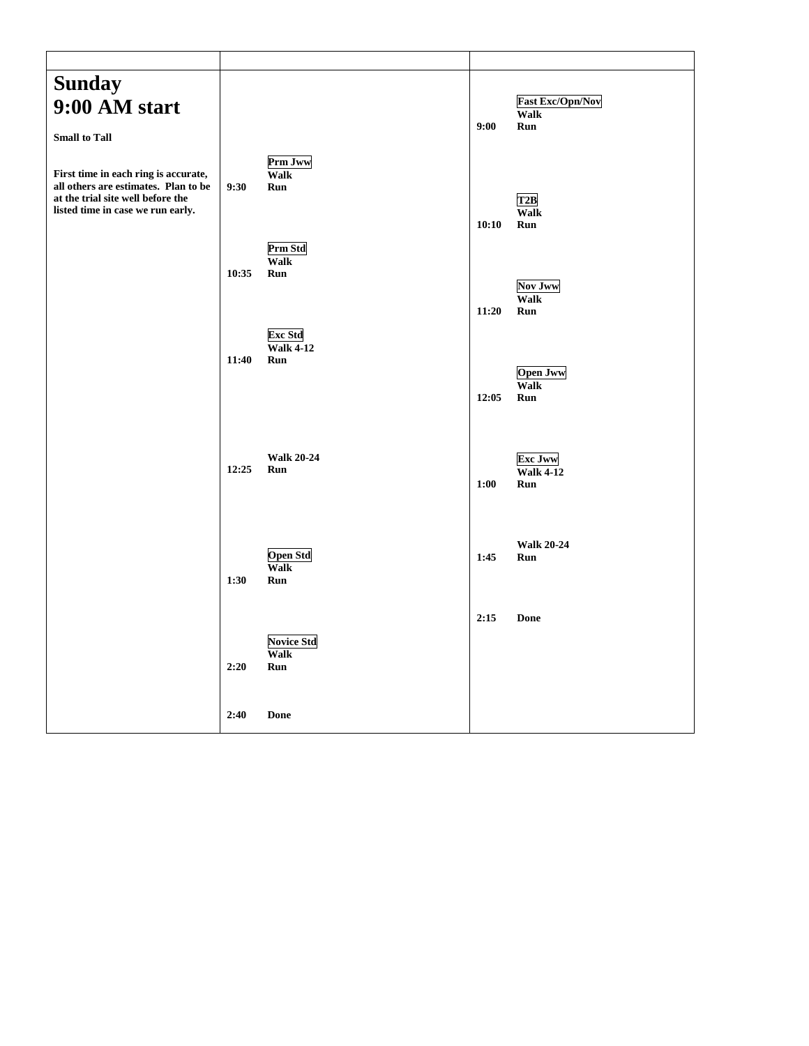| | | |
|---|---|---|
| **Sunday 9:00 AM start** | | **Fast Exc/Opn/Nov** Walk **9:00** Run |
| **Small to Tall** | **Prm Jww** Walk **9:30** Run | |
| **First time in each ring is accurate, all others are estimates. Plan to be at the trial site well before the listed time in case we run early.** | | **T2B** Walk **10:10** Run |
| | **Prm Std** Walk **10:35** Run | |
| | | **Nov Jww** Walk **11:20** Run |
| | **Exc Std** Walk 4-12 **11:40** Run | |
| | | **Open Jww** Walk **12:05** Run |
| | Walk 20-24 **12:25** Run | |
| | | **Exc Jww** Walk 4-12 **1:00** Run |
| | | Walk 20-24 **1:45** Run |
| | **Open Std** Walk **1:30** Run | |
| | | **2:15** Done |
| | **Novice Std** Walk **2:20** Run | |
| | **2:40** Done | |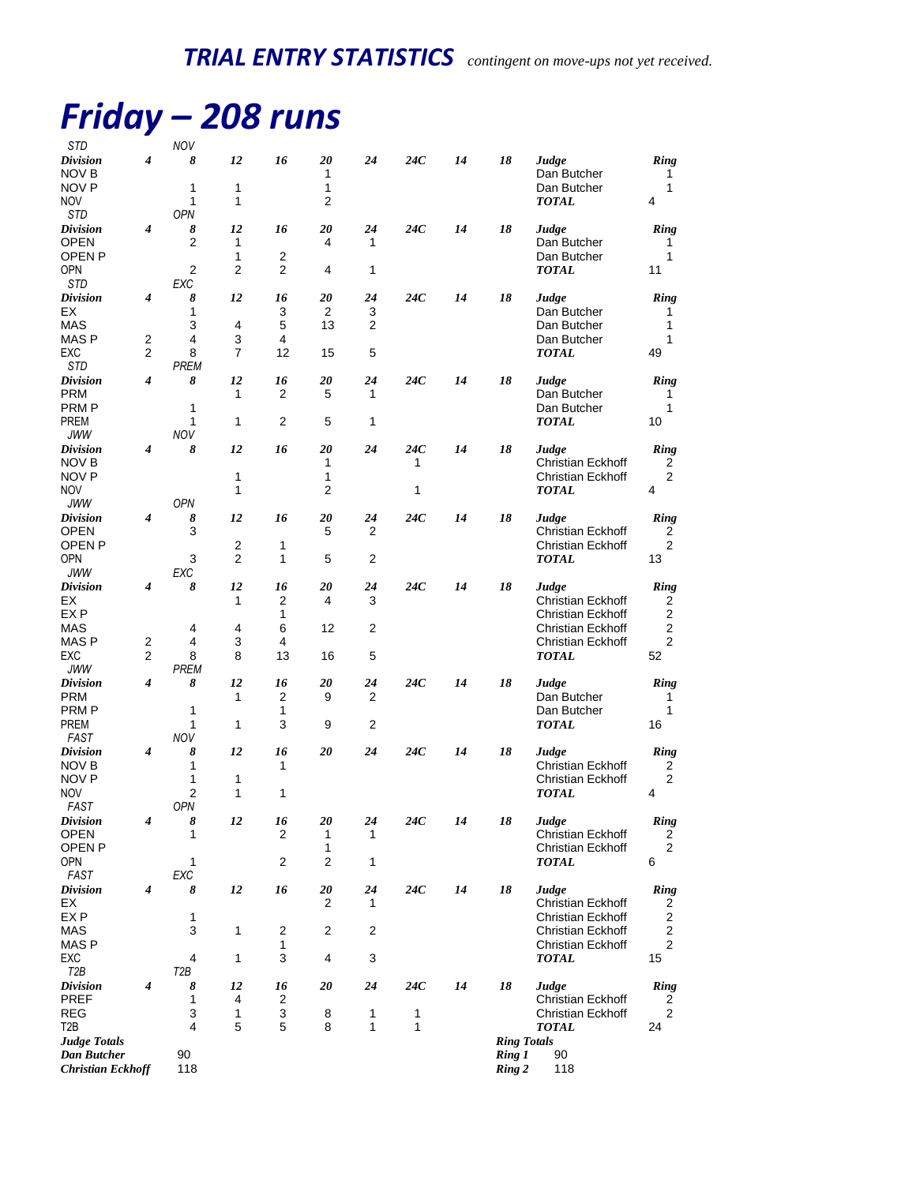***TRIAL ENTRY STATISTICS*** *contingent on move-ups not yet received.*

# *Friday – 208 runs*

| STD | | NOV | | | | | | | | | |
|---|---|---|---|---|---|---|---|---|---|---|---|
| ***Division*** | ***4*** | ***8*** | ***12*** | ***16*** | ***20*** | ***24*** | ***24C*** | ***14*** | ***18*** | ***Judge*** | ***Ring*** |
| NOV B | | | | | 1 | | | | | Dan Butcher | 1 |
| NOV P | | 1 | 1 | | 1 | | | | | Dan Butcher | 1 |
| NOV | | 1 | 1 | | 2 | | | | | ***TOTAL*** | 4 |

| STD | | OPN | | | | | | | | | |
|---|---|---|---|---|---|---|---|---|---|---|---|
| ***Division*** | ***4*** | ***8*** | ***12*** | ***16*** | ***20*** | ***24*** | ***24C*** | ***14*** | ***18*** | ***Judge*** | ***Ring*** |
| OPEN | | 2 | 1 | | 4 | 1 | | | | Dan Butcher | 1 |
| OPEN P | | | 1 | 2 | | | | | | Dan Butcher | 1 |
| OPN | | 2 | 2 | 2 | 4 | 1 | | | | ***TOTAL*** | 11 |

| STD | | EXC | | | | | | | | | |
|---|---|---|---|---|---|---|---|---|---|---|---|
| ***Division*** | ***4*** | ***8*** | ***12*** | ***16*** | ***20*** | ***24*** | ***24C*** | ***14*** | ***18*** | ***Judge*** | ***Ring*** |
| EX | | 1 | | 3 | 2 | 3 | | | | Dan Butcher | 1 |
| MAS | | 3 | 4 | 5 | 13 | 2 | | | | Dan Butcher | 1 |
| MAS P | 2 | 4 | 3 | 4 | | | | | | Dan Butcher | 1 |
| EXC | 2 | 8 | 7 | 12 | 15 | 5 | | | | ***TOTAL*** | 49 |

| STD | | PREM | | | | | | | | | |
|---|---|---|---|---|---|---|---|---|---|---|---|
| ***Division*** | ***4*** | ***8*** | ***12*** | ***16*** | ***20*** | ***24*** | ***24C*** | ***14*** | ***18*** | ***Judge*** | ***Ring*** |
| PRM | | | 1 | 2 | 5 | 1 | | | | Dan Butcher | 1 |
| PRM P | | 1 | | | | | | | | Dan Butcher | 1 |
| PREM | | 1 | 1 | 2 | 5 | 1 | | | | ***TOTAL*** | 10 |

| JWW | | NOV | | | | | | | | | |
|---|---|---|---|---|---|---|---|---|---|---|---|
| ***Division*** | ***4*** | ***8*** | ***12*** | ***16*** | ***20*** | ***24*** | ***24C*** | ***14*** | ***18*** | ***Judge*** | ***Ring*** |
| NOV B | | | | | 1 | | 1 | | | Christian Eckhoff | 2 |
| NOV P | | | 1 | | 1 | | | | | Christian Eckhoff | 2 |
| NOV | | | 1 | | 2 | | 1 | | | ***TOTAL*** | 4 |

| JWW | | OPN | | | | | | | | | |
|---|---|---|---|---|---|---|---|---|---|---|---|
| ***Division*** | ***4*** | ***8*** | ***12*** | ***16*** | ***20*** | ***24*** | ***24C*** | ***14*** | ***18*** | ***Judge*** | ***Ring*** |
| OPEN | | 3 | | | 5 | 2 | | | | Christian Eckhoff | 2 |
| OPEN P | | | 2 | 1 | | | | | | Christian Eckhoff | 2 |
| OPN | | 3 | 2 | 1 | 5 | 2 | | | | ***TOTAL*** | 13 |

| JWW | | EXC | | | | | | | | | |
|---|---|---|---|---|---|---|---|---|---|---|---|
| ***Division*** | ***4*** | ***8*** | ***12*** | ***16*** | ***20*** | ***24*** | ***24C*** | ***14*** | ***18*** | ***Judge*** | ***Ring*** |
| EX | | | 1 | 2 | 4 | 3 | | | | Christian Eckhoff | 2 |
| EX P | | | | 1 | | | | | | Christian Eckhoff | 2 |
| MAS | | 4 | 4 | 6 | 12 | 2 | | | | Christian Eckhoff | 2 |
| MAS P | 2 | 4 | 3 | 4 | | | | | | Christian Eckhoff | 2 |
| EXC | 2 | 8 | 8 | 13 | 16 | 5 | | | | ***TOTAL*** | 52 |

| JWW | | PREM | | | | | | | | | |
|---|---|---|---|---|---|---|---|---|---|---|---|
| ***Division*** | ***4*** | ***8*** | ***12*** | ***16*** | ***20*** | ***24*** | ***24C*** | ***14*** | ***18*** | ***Judge*** | ***Ring*** |
| PRM | | | 1 | 2 | 9 | 2 | | | | Dan Butcher | 1 |
| PRM P | | 1 | | 1 | | | | | | Dan Butcher | 1 |
| PREM | | 1 | 1 | 3 | 9 | 2 | | | | ***TOTAL*** | 16 |

| FAST | | NOV | | | | | | | | | |
|---|---|---|---|---|---|---|---|---|---|---|---|
| ***Division*** | ***4*** | ***8*** | ***12*** | ***16*** | ***20*** | ***24*** | ***24C*** | ***14*** | ***18*** | ***Judge*** | ***Ring*** |
| NOV B | | 1 | | 1 | | | | | | Christian Eckhoff | 2 |
| NOV P | | 1 | 1 | | | | | | | Christian Eckhoff | 2 |
| NOV | | 2 | 1 | 1 | | | | | | ***TOTAL*** | 4 |

| FAST | | OPN | | | | | | | | | |
|---|---|---|---|---|---|---|---|---|---|---|---|
| ***Division*** | ***4*** | ***8*** | ***12*** | ***16*** | ***20*** | ***24*** | ***24C*** | ***14*** | ***18*** | ***Judge*** | ***Ring*** |
| OPEN | | 1 | | 2 | 1 | 1 | | | | Christian Eckhoff | 2 |
| OPEN P | | | | | 1 | | | | | Christian Eckhoff | 2 |
| OPN | | 1 | | 2 | 2 | 1 | | | | ***TOTAL*** | 6 |

| FAST | | EXC | | | | | | | | | |
|---|---|---|---|---|---|---|---|---|---|---|---|
| ***Division*** | ***4*** | ***8*** | ***12*** | ***16*** | ***20*** | ***24*** | ***24C*** | ***14*** | ***18*** | ***Judge*** | ***Ring*** |
| EX | | | | | 2 | 1 | | | | Christian Eckhoff | 2 |
| EX P | | 1 | | | | | | | | Christian Eckhoff | 2 |
| MAS | | 3 | 1 | 2 | 2 | 2 | | | | Christian Eckhoff | 2 |
| MAS P | | | | 1 | | | | | | Christian Eckhoff | 2 |
| EXC | | 4 | 1 | 3 | 4 | 3 | | | | ***TOTAL*** | 15 |

| T2B | | T2B | | | | | | | | | |
|---|---|---|---|---|---|---|---|---|---|---|---|
| ***Division*** | ***4*** | ***8*** | ***12*** | ***16*** | ***20*** | ***24*** | ***24C*** | ***14*** | ***18*** | ***Judge*** | ***Ring*** |
| PREF | | 1 | 4 | 2 | | | | | | Christian Eckhoff | 2 |
| REG | | 3 | 1 | 3 | 8 | 1 | 1 | | | Christian Eckhoff | 2 |
| T2B | | 4 | 5 | 5 | 8 | 1 | 1 | | | ***TOTAL*** | 24 |

| ***Judge Totals*** | | ***Ring Totals*** | |
|---|---|---|---|
| ***Dan Butcher*** | 90 | ***Ring 1*** | 90 |
| ***Christian Eckhoff*** | 118 | ***Ring 2*** | 118 |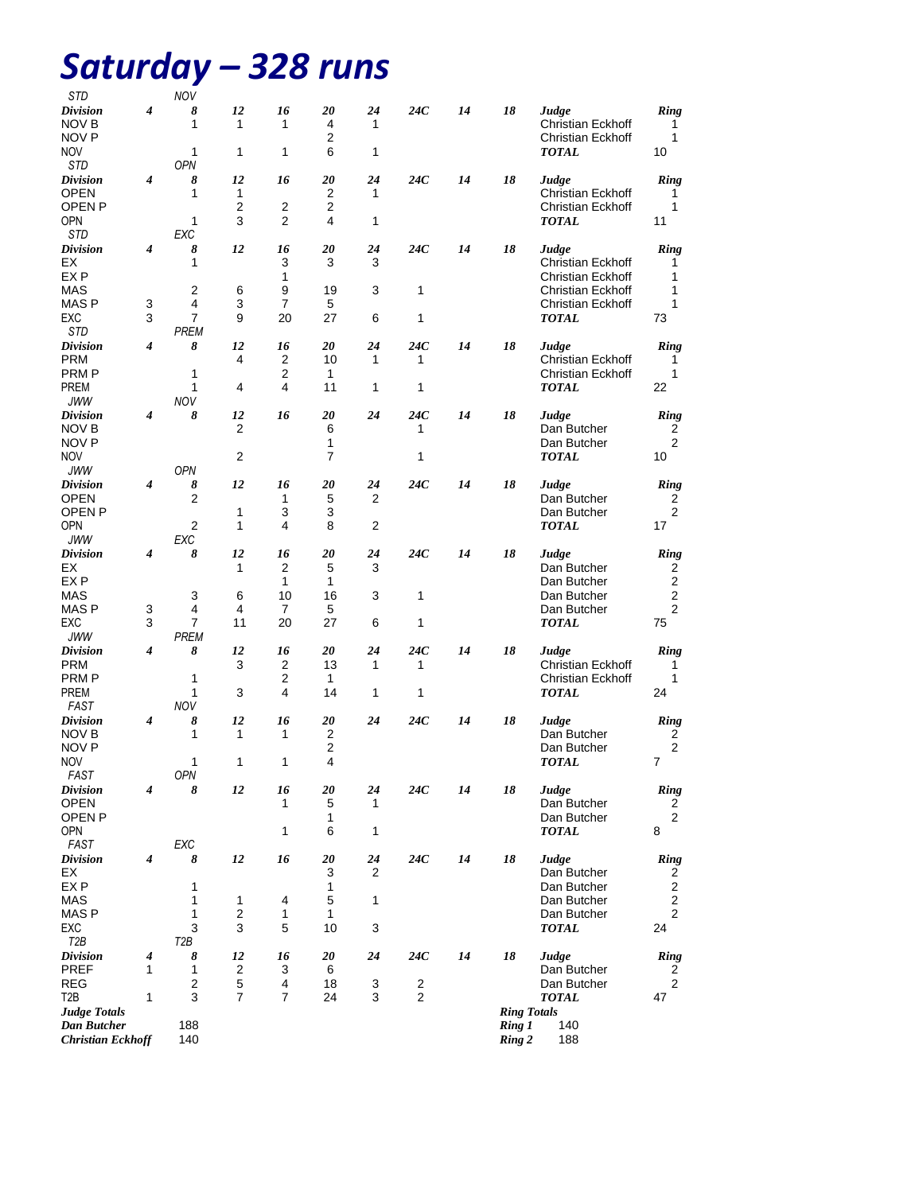# Saturday – 328 runs

| STD | | NOV | | | | | | | | | |
|---|---|---|---|---|---|---|---|---|---|---|---|
| ***Division*** | ***4*** | ***8*** | ***12*** | ***16*** | ***20*** | ***24*** | ***24C*** | ***14*** | ***18*** | ***Judge*** | ***Ring*** |
| NOV B | | 1 | 1 | 1 | 4 | 1 | | | | Christian Eckhoff | 1 |
| NOV P | | | | | 2 | | | | | Christian Eckhoff | 1 |
| NOV | | 1 | 1 | 1 | 6 | 1 | | | | ***TOTAL*** | 10 |

| STD | | OPN | | | | | | | | | |
|---|---|---|---|---|---|---|---|---|---|---|---|
| ***Division*** | ***4*** | ***8*** | ***12*** | ***16*** | ***20*** | ***24*** | ***24C*** | ***14*** | ***18*** | ***Judge*** | ***Ring*** |
| OPEN | | 1 | 1 | | 2 | 1 | | | | Christian Eckhoff | 1 |
| OPEN P | | | 2 | 2 | 2 | | | | | Christian Eckhoff | 1 |
| OPN | | 1 | 3 | 2 | 4 | 1 | | | | ***TOTAL*** | 11 |

| STD | | EXC | | | | | | | | | |
|---|---|---|---|---|---|---|---|---|---|---|---|
| ***Division*** | ***4*** | ***8*** | ***12*** | ***16*** | ***20*** | ***24*** | ***24C*** | ***14*** | ***18*** | ***Judge*** | ***Ring*** |
| EX | | 1 | | 3 | 3 | 3 | | | | Christian Eckhoff | 1 |
| EX P | | | | 1 | | | | | | Christian Eckhoff | 1 |
| MAS | | 2 | 6 | 9 | 19 | 3 | 1 | | | Christian Eckhoff | 1 |
| MAS P | 3 | 4 | 3 | 7 | 5 | | | | | Christian Eckhoff | 1 |
| EXC | 3 | 7 | 9 | 20 | 27 | 6 | 1 | | | ***TOTAL*** | 73 |

| STD | | PREM | | | | | | | | | |
|---|---|---|---|---|---|---|---|---|---|---|---|
| ***Division*** | ***4*** | ***8*** | ***12*** | ***16*** | ***20*** | ***24*** | ***24C*** | ***14*** | ***18*** | ***Judge*** | ***Ring*** |
| PRM | | | 4 | 2 | 10 | 1 | 1 | | | Christian Eckhoff | 1 |
| PRM P | | 1 | | 2 | 1 | | | | | Christian Eckhoff | 1 |
| PREM | | 1 | 4 | 4 | 11 | 1 | 1 | | | ***TOTAL*** | 22 |

| JWW | | NOV | | | | | | | | | |
|---|---|---|---|---|---|---|---|---|---|---|---|
| ***Division*** | ***4*** | ***8*** | ***12*** | ***16*** | ***20*** | ***24*** | ***24C*** | ***14*** | ***18*** | ***Judge*** | ***Ring*** |
| NOV B | | | 2 | | 6 | | 1 | | | Dan Butcher | 2 |
| NOV P | | | | | 1 | | | | | Dan Butcher | 2 |
| NOV | | | 2 | | 7 | | 1 | | | ***TOTAL*** | 10 |

| JWW | | OPN | | | | | | | | | |
|---|---|---|---|---|---|---|---|---|---|---|---|
| ***Division*** | ***4*** | ***8*** | ***12*** | ***16*** | ***20*** | ***24*** | ***24C*** | ***14*** | ***18*** | ***Judge*** | ***Ring*** |
| OPEN | | 2 | | 1 | 5 | 2 | | | | Dan Butcher | 2 |
| OPEN P | | | 1 | 3 | 3 | | | | | Dan Butcher | 2 |
| OPN | | 2 | 1 | 4 | 8 | 2 | | | | ***TOTAL*** | 17 |

| JWW | | EXC | | | | | | | | | |
|---|---|---|---|---|---|---|---|---|---|---|---|
| ***Division*** | ***4*** | ***8*** | ***12*** | ***16*** | ***20*** | ***24*** | ***24C*** | ***14*** | ***18*** | ***Judge*** | ***Ring*** |
| EX | | | 1 | 2 | 5 | 3 | | | | Dan Butcher | 2 |
| EX P | | | | 1 | 1 | | | | | Dan Butcher | 2 |
| MAS | | 3 | 6 | 10 | 16 | 3 | 1 | | | Dan Butcher | 2 |
| MAS P | 3 | 4 | 4 | 7 | 5 | | | | | Dan Butcher | 2 |
| EXC | 3 | 7 | 11 | 20 | 27 | 6 | 1 | | | ***TOTAL*** | 75 |

| JWW | | PREM | | | | | | | | | |
|---|---|---|---|---|---|---|---|---|---|---|---|
| ***Division*** | ***4*** | ***8*** | ***12*** | ***16*** | ***20*** | ***24*** | ***24C*** | ***14*** | ***18*** | ***Judge*** | ***Ring*** |
| PRM | | | 3 | 2 | 13 | 1 | 1 | | | Christian Eckhoff | 1 |
| PRM P | | 1 | | 2 | 1 | | | | | Christian Eckhoff | 1 |
| PREM | | 1 | 3 | 4 | 14 | 1 | 1 | | | ***TOTAL*** | 24 |

| FAST | | NOV | | | | | | | | | |
|---|---|---|---|---|---|---|---|---|---|---|---|
| ***Division*** | ***4*** | ***8*** | ***12*** | ***16*** | ***20*** | ***24*** | ***24C*** | ***14*** | ***18*** | ***Judge*** | ***Ring*** |
| NOV B | | 1 | 1 | 1 | 2 | | | | | Dan Butcher | 2 |
| NOV P | | | | | 2 | | | | | Dan Butcher | 2 |
| NOV | | 1 | 1 | 1 | 4 | | | | | ***TOTAL*** | 7 |

| FAST | | OPN | | | | | | | | | |
|---|---|---|---|---|---|---|---|---|---|---|---|
| ***Division*** | ***4*** | ***8*** | ***12*** | ***16*** | ***20*** | ***24*** | ***24C*** | ***14*** | ***18*** | ***Judge*** | ***Ring*** |
| OPEN | | | | 1 | 5 | 1 | | | | Dan Butcher | 2 |
| OPEN P | | | | | 1 | | | | | Dan Butcher | 2 |
| OPN | | | | 1 | 6 | 1 | | | | ***TOTAL*** | 8 |

| FAST | | EXC | | | | | | | | | |
|---|---|---|---|---|---|---|---|---|---|---|---|
| ***Division*** | ***4*** | ***8*** | ***12*** | ***16*** | ***20*** | ***24*** | ***24C*** | ***14*** | ***18*** | ***Judge*** | ***Ring*** |
| EX | | | | | 3 | 2 | | | | Dan Butcher | 2 |
| EX P | | 1 | | | 1 | | | | | Dan Butcher | 2 |
| MAS | | 1 | 1 | 4 | 5 | 1 | | | | Dan Butcher | 2 |
| MAS P | | 1 | 2 | 1 | 1 | | | | | Dan Butcher | 2 |
| EXC | | 3 | 3 | 5 | 10 | 3 | | | | ***TOTAL*** | 24 |

| T2B | | T2B | | | | | | | | | |
|---|---|---|---|---|---|---|---|---|---|---|---|
| ***Division*** | ***4*** | ***8*** | ***12*** | ***16*** | ***20*** | ***24*** | ***24C*** | ***14*** | ***18*** | ***Judge*** | ***Ring*** |
| PREF | 1 | 1 | 2 | 3 | 6 | | | | | Dan Butcher | 2 |
| REG | | 2 | 5 | 4 | 18 | 3 | 2 | | | Dan Butcher | 2 |
| T2B | 1 | 3 | 7 | 7 | 24 | 3 | 2 | | | ***TOTAL*** | 47 |

| ***Judge Totals*** | |
|---|---|
| ***Dan Butcher*** | 188 |
| ***Christian Eckhoff*** | 140 |

| ***Ring Totals*** | |
|---|---|
| ***Ring 1*** | 140 |
| ***Ring 2*** | 188 |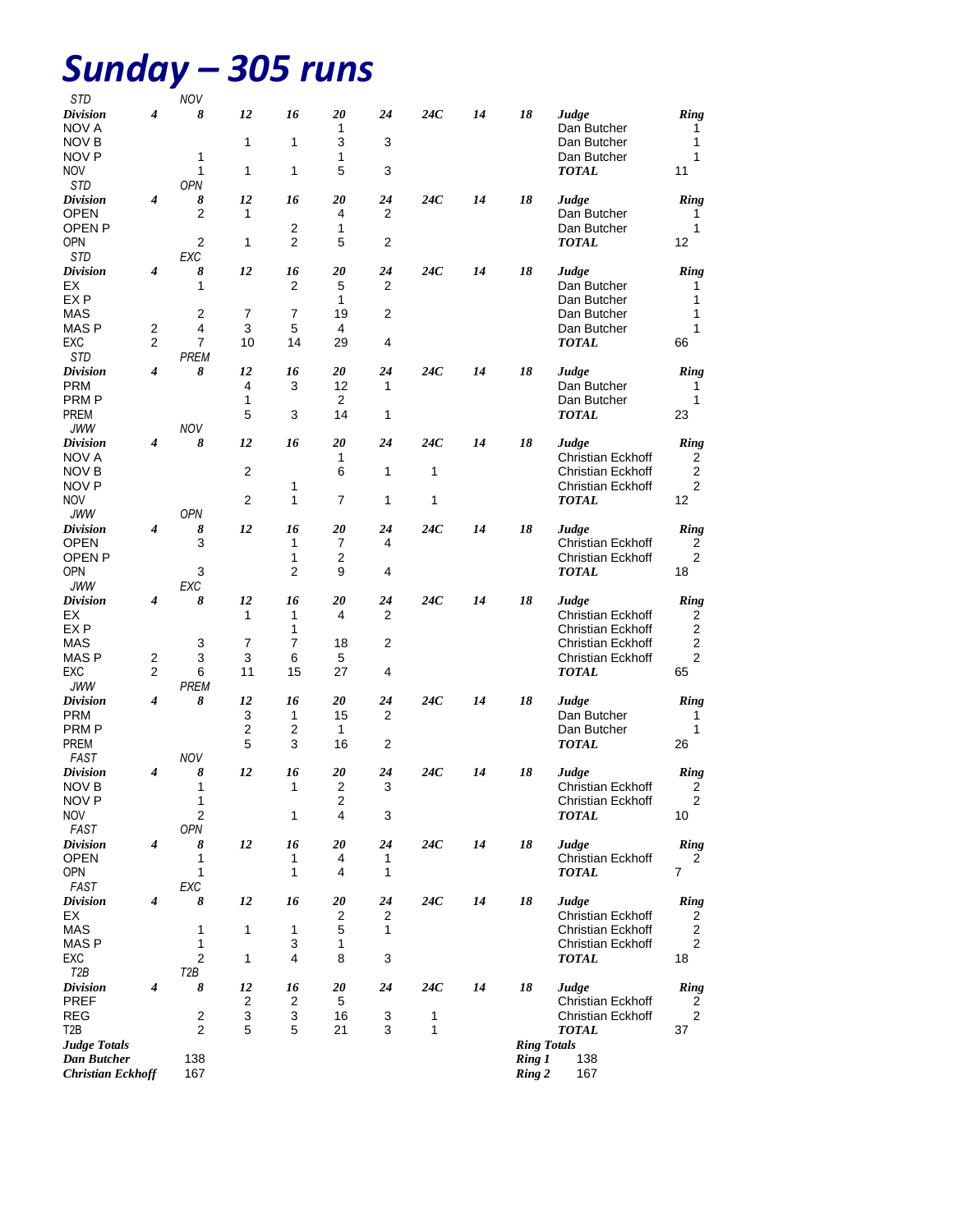# Sunday – 305 runs

| STD | | NOV | | | | | | | | | |
|---|---|---|---|---|---|---|---|---|---|---|---|
| ***Division*** | ***4*** | ***8*** | ***12*** | ***16*** | ***20*** | ***24*** | ***24C*** | ***14*** | ***18*** | ***Judge*** | ***Ring*** |
| NOV A | | | | | 1 | | | | | Dan Butcher | 1 |
| NOV B | | | 1 | 1 | 3 | 3 | | | | Dan Butcher | 1 |
| NOV P | | 1 | | | 1 | | | | | Dan Butcher | 1 |
| NOV | | 1 | 1 | 1 | 5 | 3 | | | | ***TOTAL*** | 11 |

| STD | | OPN | | | | | | | | | |
|---|---|---|---|---|---|---|---|---|---|---|---|
| ***Division*** | ***4*** | ***8*** | ***12*** | ***16*** | ***20*** | ***24*** | ***24C*** | ***14*** | ***18*** | ***Judge*** | ***Ring*** |
| OPEN | | 2 | 1 | | 4 | 2 | | | | Dan Butcher | 1 |
| OPEN P | | | | 2 | 1 | | | | | Dan Butcher | 1 |
| OPN | | 2 | 1 | 2 | 5 | 2 | | | | ***TOTAL*** | 12 |

| STD | | EXC | | | | | | | | | |
|---|---|---|---|---|---|---|---|---|---|---|---|
| ***Division*** | ***4*** | ***8*** | ***12*** | ***16*** | ***20*** | ***24*** | ***24C*** | ***14*** | ***18*** | ***Judge*** | ***Ring*** |
| EX | | 1 | | 2 | 5 | 2 | | | | Dan Butcher | 1 |
| EX P | | | | | 1 | | | | | Dan Butcher | 1 |
| MAS | | 2 | 7 | 7 | 19 | 2 | | | | Dan Butcher | 1 |
| MAS P | 2 | 4 | 3 | 5 | 4 | | | | | Dan Butcher | 1 |
| EXC | 2 | 7 | 10 | 14 | 29 | 4 | | | | ***TOTAL*** | 66 |

| STD | | PREM | | | | | | | | | |
|---|---|---|---|---|---|---|---|---|---|---|---|
| ***Division*** | ***4*** | ***8*** | ***12*** | ***16*** | ***20*** | ***24*** | ***24C*** | ***14*** | ***18*** | ***Judge*** | ***Ring*** |
| PRM | | | 4 | 3 | 12 | 1 | | | | Dan Butcher | 1 |
| PRM P | | | 1 | | 2 | | | | | Dan Butcher | 1 |
| PREM | | | 5 | 3 | 14 | 1 | | | | ***TOTAL*** | 23 |

| JWW | | NOV | | | | | | | | | |
|---|---|---|---|---|---|---|---|---|---|---|---|
| ***Division*** | ***4*** | ***8*** | ***12*** | ***16*** | ***20*** | ***24*** | ***24C*** | ***14*** | ***18*** | ***Judge*** | ***Ring*** |
| NOV A | | | | | 1 | | | | | Christian Eckhoff | 2 |
| NOV B | | | 2 | | 6 | 1 | 1 | | | Christian Eckhoff | 2 |
| NOV P | | | | 1 | | | | | | Christian Eckhoff | 2 |
| NOV | | | 2 | 1 | 7 | 1 | 1 | | | ***TOTAL*** | 12 |

| JWW | | OPN | | | | | | | | | |
|---|---|---|---|---|---|---|---|---|---|---|---|
| ***Division*** | ***4*** | ***8*** | ***12*** | ***16*** | ***20*** | ***24*** | ***24C*** | ***14*** | ***18*** | ***Judge*** | ***Ring*** |
| OPEN | | 3 | | 1 | 7 | 4 | | | | Christian Eckhoff | 2 |
| OPEN P | | | | 1 | 2 | | | | | Christian Eckhoff | 2 |
| OPN | | 3 | | 2 | 9 | 4 | | | | ***TOTAL*** | 18 |

| JWW | | EXC | | | | | | | | | |
|---|---|---|---|---|---|---|---|---|---|---|---|
| ***Division*** | ***4*** | ***8*** | ***12*** | ***16*** | ***20*** | ***24*** | ***24C*** | ***14*** | ***18*** | ***Judge*** | ***Ring*** |
| EX | | | 1 | 1 | 4 | 2 | | | | Christian Eckhoff | 2 |
| EX P | | | | 1 | | | | | | Christian Eckhoff | 2 |
| MAS | | 3 | 7 | 7 | 18 | 2 | | | | Christian Eckhoff | 2 |
| MAS P | 2 | 3 | 3 | 6 | 5 | | | | | Christian Eckhoff | 2 |
| EXC | 2 | 6 | 11 | 15 | 27 | 4 | | | | ***TOTAL*** | 65 |

| JWW | | PREM | | | | | | | | | |
|---|---|---|---|---|---|---|---|---|---|---|---|
| ***Division*** | ***4*** | ***8*** | ***12*** | ***16*** | ***20*** | ***24*** | ***24C*** | ***14*** | ***18*** | ***Judge*** | ***Ring*** |
| PRM | | | 3 | 1 | 15 | 2 | | | | Dan Butcher | 1 |
| PRM P | | | 2 | 2 | 1 | | | | | Dan Butcher | 1 |
| PREM | | | 5 | 3 | 16 | 2 | | | | ***TOTAL*** | 26 |

| FAST | | NOV | | | | | | | | | |
|---|---|---|---|---|---|---|---|---|---|---|---|
| ***Division*** | ***4*** | ***8*** | ***12*** | ***16*** | ***20*** | ***24*** | ***24C*** | ***14*** | ***18*** | ***Judge*** | ***Ring*** |
| NOV B | | 1 | | 1 | 2 | 3 | | | | Christian Eckhoff | 2 |
| NOV P | | 1 | | | 2 | | | | | Christian Eckhoff | 2 |
| NOV | | 2 | | 1 | 4 | 3 | | | | ***TOTAL*** | 10 |

| FAST | | OPN | | | | | | | | | |
|---|---|---|---|---|---|---|---|---|---|---|---|
| ***Division*** | ***4*** | ***8*** | ***12*** | ***16*** | ***20*** | ***24*** | ***24C*** | ***14*** | ***18*** | ***Judge*** | ***Ring*** |
| OPEN | | 1 | | 1 | 4 | 1 | | | | Christian Eckhoff | 2 |
| OPN | | 1 | | 1 | 4 | 1 | | | | ***TOTAL*** | 7 |

| FAST | | EXC | | | | | | | | | |
|---|---|---|---|---|---|---|---|---|---|---|---|
| ***Division*** | ***4*** | ***8*** | ***12*** | ***16*** | ***20*** | ***24*** | ***24C*** | ***14*** | ***18*** | ***Judge*** | ***Ring*** |
| EX | | | | | 2 | 2 | | | | Christian Eckhoff | 2 |
| MAS | | 1 | 1 | 1 | 5 | 1 | | | | Christian Eckhoff | 2 |
| MAS P | | 1 | | 3 | 1 | | | | | Christian Eckhoff | 2 |
| EXC | | 2 | 1 | 4 | 8 | 3 | | | | ***TOTAL*** | 18 |

| T2B | | T2B | | | | | | | | | |
|---|---|---|---|---|---|---|---|---|---|---|---|
| ***Division*** | ***4*** | ***8*** | ***12*** | ***16*** | ***20*** | ***24*** | ***24C*** | ***14*** | ***18*** | ***Judge*** | ***Ring*** |
| PREF | | | 2 | 2 | 5 | | | | | Christian Eckhoff | 2 |
| REG | | 2 | 3 | 3 | 16 | 3 | 1 | | | Christian Eckhoff | 2 |
| T2B | | 2 | 5 | 5 | 21 | 3 | 1 | | | ***TOTAL*** | 37 |

| ***Judge Totals*** | | ***Ring Totals*** | |
|---|---|---|---|
| ***Dan Butcher*** | 138 | ***Ring 1*** | 138 |
| ***Christian Eckhoff*** | 167 | ***Ring 2*** | 167 |